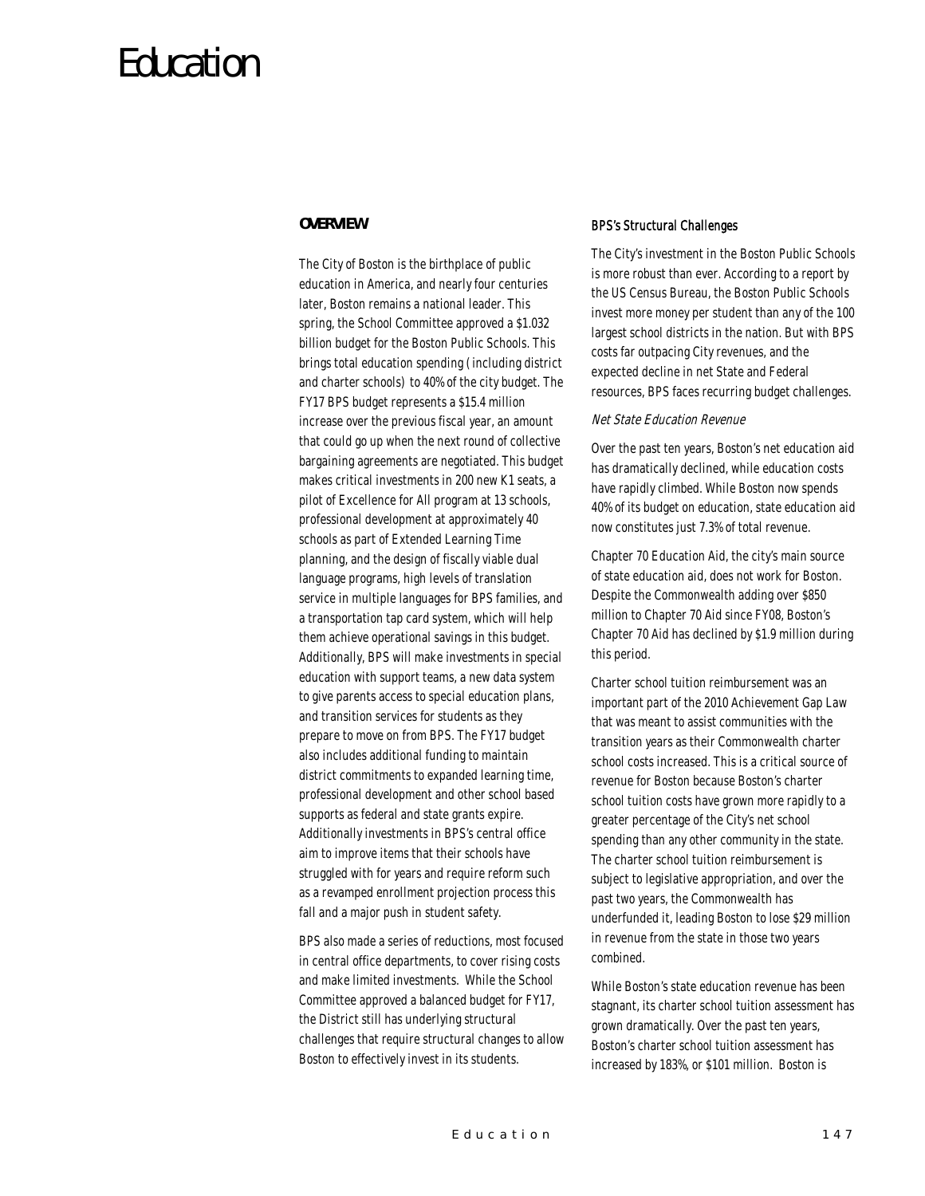# Education

## OVERVIEW

The City of Boston is the birthplace of public education in America, and nearly four centuries later, Boston remains a national leader. This spring, the School Committee approved a $1.032 billion budget for the Boston Public Schools. This brings total education spending (including district and charter schools) to 40% of the city budget. The FY17 BPS budget represents a $15.4 million increase over the previous fiscal year, an amount that could go up when the next round of collective bargaining agreements are negotiated. This budget makes critical investments in 200 new K1 seats, a pilot of Excellence for All program at 13 schools, professional development at approximately 40 schools as part of Extended Learning Time planning, and the design of fiscally viable dual language programs, high levels of translation service in multiple languages for BPS families, and a transportation tap card system, which will help them achieve operational savings in this budget. Additionally, BPS will make investments in special education with support teams, a new data system to give parents access to special education plans, and transition services for students as they prepare to move on from BPS. The FY17 budget also includes additional funding to maintain district commitments to expanded learning time, professional development and other school based supports as federal and state grants expire. Additionally investments in BPS's central office aim to improve items that their schools have struggled with for years and require reform such as a revamped enrollment projection process this fall and a major push in student safety.

BPS also made a series of reductions, most focused in central office departments, to cover rising costs and make limited investments. While the School Committee approved a balanced budget for FY17, the District still has underlying structural challenges that require structural changes to allow Boston to effectively invest in its students.

### BPS's Structural Challenges

The City's investment in the Boston Public Schools is more robust than ever. According to a report by the US Census Bureau, the Boston Public Schools invest more money per student than any of the 100 largest school districts in the nation. But with BPS costs far outpacing City revenues, and the expected decline in net State and Federal resources, BPS faces recurring budget challenges.

#### *Net State Education Revenue*

Over the past ten years, Boston's net education aid has dramatically declined, while education costs have rapidly climbed. While Boston now spends 40% of its budget on education, state education aid now constitutes just 7.3% of total revenue.

Chapter 70 Education Aid, the city's main source of state education aid, does not work for Boston. Despite the Commonwealth adding over $850 million to Chapter 70 Aid since FY08, Boston's Chapter 70 Aid has declined by $1.9 million during this period.

Charter school tuition reimbursement was an important part of the 2010 Achievement Gap Law that was meant to assist communities with the transition years as their Commonwealth charter school costs increased. This is a critical source of revenue for Boston because Boston's charter school tuition costs have grown more rapidly to a greater percentage of the City's net school spending than any other community in the state. The charter school tuition reimbursement is subject to legislative appropriation, and over the past two years, the Commonwealth has underfunded it, leading Boston to lose $29 million in revenue from the state in those two years combined.

While Boston's state education revenue has been stagnant, its charter school tuition assessment has grown dramatically. Over the past ten years, Boston's charter school tuition assessment has increased by 183%, or $101 million. Boston is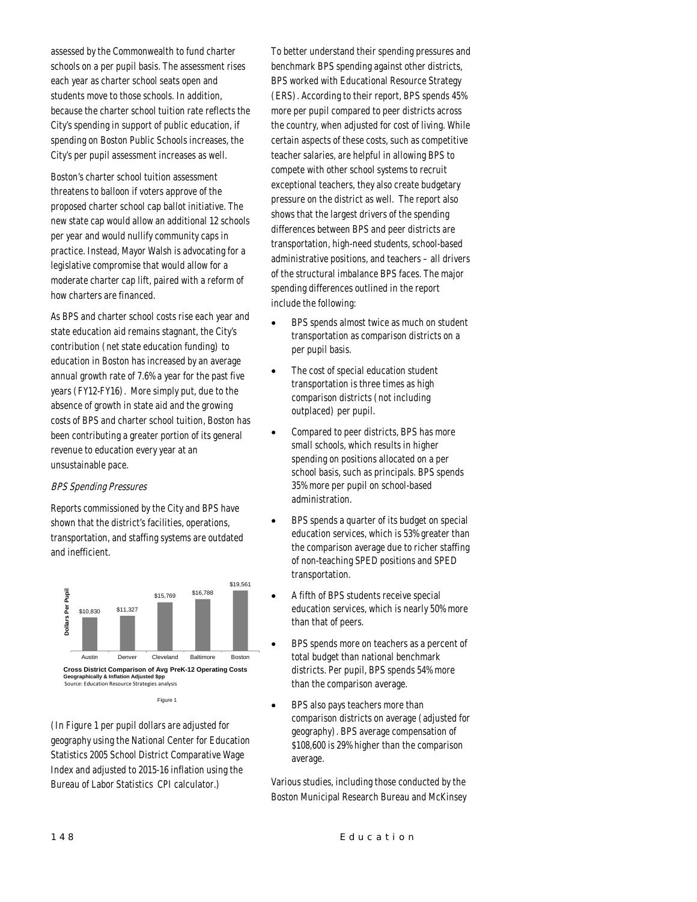assessed by the Commonwealth to fund charter schools on a per pupil basis. The assessment rises each year as charter school seats open and students move to those schools. In addition, because the charter school tuition rate reflects the City's spending in support of public education, if spending on Boston Public Schools increases, the City's per pupil assessment increases as well.

Boston's charter school tuition assessment threatens to balloon if voters approve of the proposed charter school cap ballot initiative. The new state cap would allow an additional 12 schools per year and would nullify community caps in practice. Instead, Mayor Walsh is advocating for a legislative compromise that would allow for a moderate charter cap lift, paired with a reform of how charters are financed.

As BPS and charter school costs rise each year and state education aid remains stagnant, the City's contribution (net state education funding) to education in Boston has increased by an average annual growth rate of 7.6% a year for the past five years (FY12-FY16). More simply put, due to the absence of growth in state aid and the growing costs of BPS and charter school tuition, Boston has been contributing a greater portion of its general revenue to education every year at an unsustainable pace.

*BPS Spending Pressures*

Reports commissioned by the City and BPS have shown that the district's facilities, operations, transportation, and staffing systems are outdated and inefficient.

| | Austin | Denver | Cleveland | Baltimore | Boston |
|---|---|---|---|---|---|
| Dollars Per Pupil | $10,830 | $11,327 | $15,769 | $16,788 | $19,561 |

**Cross District Comparison of Avg PreK-12 Operating Costs**
**Geographically & Inflation Adjusted $pp**
Source: Education Resource Strategies analysis

Figure 1

(In Figure 1 per pupil dollars are adjusted for geography using the National Center for Education Statistics 2005 School District Comparative Wage Index and adjusted to 2015-16 inflation using the Bureau of Labor Statistics CPI calculator.)

To better understand their spending pressures and benchmark BPS spending against other districts, BPS worked with Educational Resource Strategy (ERS). According to their report, BPS spends 45% more per pupil compared to peer districts across the country, when adjusted for cost of living. While certain aspects of these costs, such as competitive teacher salaries, are helpful in allowing BPS to compete with other school systems to recruit exceptional teachers, they also create budgetary pressure on the district as well. The report also shows that the largest drivers of the spending differences between BPS and peer districts are transportation, high-need students, school-based administrative positions, and teachers – all drivers of the structural imbalance BPS faces. The major spending differences outlined in the report include the following:

- BPS spends almost twice as much on student transportation as comparison districts on a per pupil basis.
- The cost of special education student transportation is three times as high comparison districts (not including outplaced) per pupil.
- Compared to peer districts, BPS has more small schools, which results in higher spending on positions allocated on a per school basis, such as principals. BPS spends 35% more per pupil on school-based administration.
- BPS spends a quarter of its budget on special education services, which is 53% greater than the comparison average due to richer staffing of non-teaching SPED positions and SPED transportation.
- A fifth of BPS students receive special education services, which is nearly 50% more than that of peers.
- BPS spends more on teachers as a percent of total budget than national benchmark districts. Per pupil, BPS spends 54% more than the comparison average.
- BPS also pays teachers more than comparison districts on average (adjusted for geography). BPS average compensation of $108,600 is 29% higher than the comparison average.

Various studies, including those conducted by the Boston Municipal Research Bureau and McKinsey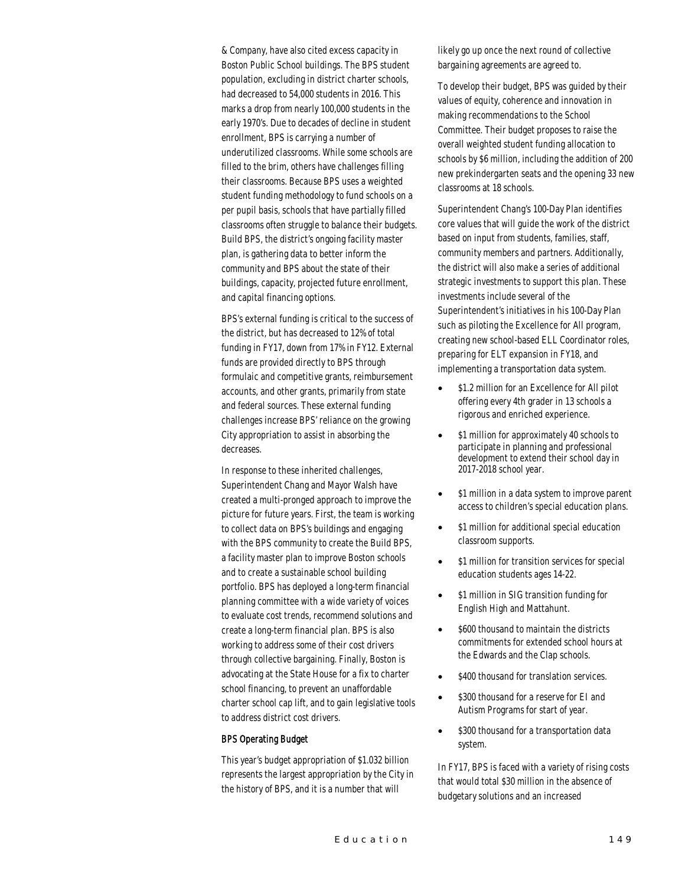& Company, have also cited excess capacity in Boston Public School buildings. The BPS student population, excluding in district charter schools, had decreased to 54,000 students in 2016. This marks a drop from nearly 100,000 students in the early 1970's. Due to decades of decline in student enrollment, BPS is carrying a number of underutilized classrooms. While some schools are filled to the brim, others have challenges filling their classrooms. Because BPS uses a weighted student funding methodology to fund schools on a per pupil basis, schools that have partially filled classrooms often struggle to balance their budgets. Build BPS, the district's ongoing facility master plan, is gathering data to better inform the community and BPS about the state of their buildings, capacity, projected future enrollment, and capital financing options.

BPS's external funding is critical to the success of the district, but has decreased to 12% of total funding in FY17, down from 17% in FY12. External funds are provided directly to BPS through formulaic and competitive grants, reimbursement accounts, and other grants, primarily from state and federal sources. These external funding challenges increase BPS' reliance on the growing City appropriation to assist in absorbing the decreases.

In response to these inherited challenges, Superintendent Chang and Mayor Walsh have created a multi-pronged approach to improve the picture for future years. First, the team is working to collect data on BPS's buildings and engaging with the BPS community to create the Build BPS, a facility master plan to improve Boston schools and to create a sustainable school building portfolio. BPS has deployed a long-term financial planning committee with a wide variety of voices to evaluate cost trends, recommend solutions and create a long-term financial plan. BPS is also working to address some of their cost drivers through collective bargaining. Finally, Boston is advocating at the State House for a fix to charter school financing, to prevent an unaffordable charter school cap lift, and to gain legislative tools to address district cost drivers.

### BPS Operating Budget

This year's budget appropriation of $1.032 billion represents the largest appropriation by the City in the history of BPS, and it is a number that will likely go up once the next round of collective bargaining agreements are agreed to.

To develop their budget, BPS was guided by their values of equity, coherence and innovation in making recommendations to the School Committee. Their budget proposes to raise the overall weighted student funding allocation to schools by $6 million, including the addition of 200 new prekindergarten seats and the opening 33 new classrooms at 18 schools.

Superintendent Chang's 100-Day Plan identifies core values that will guide the work of the district based on input from students, families, staff, community members and partners. Additionally, the district will also make a series of additional strategic investments to support this plan. These investments include several of the Superintendent's initiatives in his 100-Day Plan such as piloting the Excellence for All program, creating new school-based ELL Coordinator roles, preparing for ELT expansion in FY18, and implementing a transportation data system.

- $1.2 million for an Excellence for All pilot offering every 4th grader in 13 schools a rigorous and enriched experience.
- $1 million for approximately 40 schools to participate in planning and professional development to extend their school day in 2017-2018 school year.
- $1 million in a data system to improve parent access to children's special education plans.
- $1 million for additional special education classroom supports.
- $1 million for transition services for special education students ages 14-22.
- $1 million in SIG transition funding for English High and Mattahunt.
- $600 thousand to maintain the districts commitments for extended school hours at the Edwards and the Clap schools.
- $400 thousand for translation services.
- $300 thousand for a reserve for EI and Autism Programs for start of year.
- $300 thousand for a transportation data system.

In FY17, BPS is faced with a variety of rising costs that would total $30 million in the absence of budgetary solutions and an increased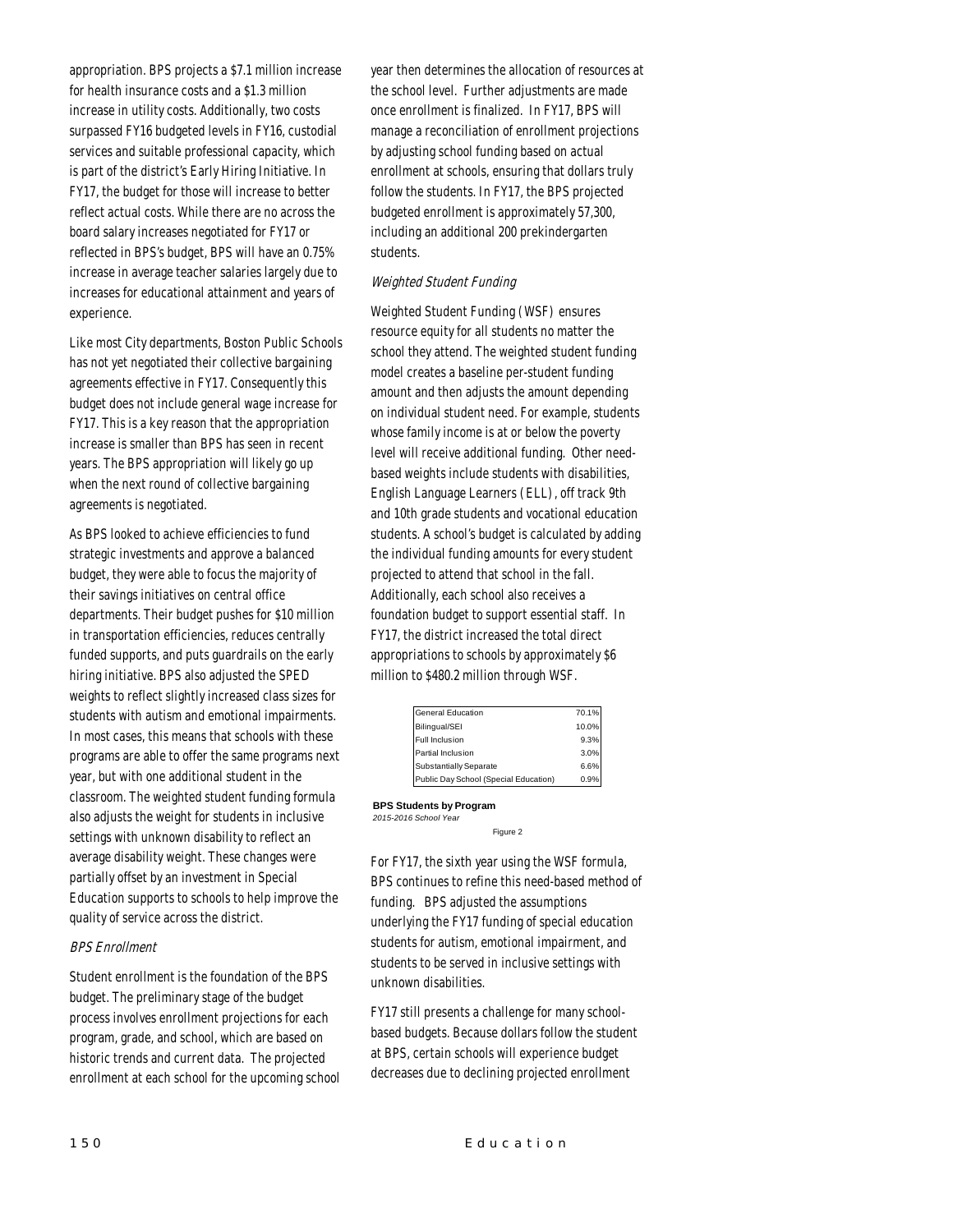appropriation. BPS projects a $7.1 million increase for health insurance costs and a $1.3 million increase in utility costs. Additionally, two costs surpassed FY16 budgeted levels in FY16, custodial services and suitable professional capacity, which is part of the district's Early Hiring Initiative. In FY17, the budget for those will increase to better reflect actual costs. While there are no across the board salary increases negotiated for FY17 or reflected in BPS's budget, BPS will have an 0.75% increase in average teacher salaries largely due to increases for educational attainment and years of experience.

Like most City departments, Boston Public Schools has not yet negotiated their collective bargaining agreements effective in FY17. Consequently this budget does not include general wage increase for FY17. This is a key reason that the appropriation increase is smaller than BPS has seen in recent years. The BPS appropriation will likely go up when the next round of collective bargaining agreements is negotiated.

As BPS looked to achieve efficiencies to fund strategic investments and approve a balanced budget, they were able to focus the majority of their savings initiatives on central office departments. Their budget pushes for $10 million in transportation efficiencies, reduces centrally funded supports, and puts guardrails on the early hiring initiative. BPS also adjusted the SPED weights to reflect slightly increased class sizes for students with autism and emotional impairments. In most cases, this means that schools with these programs are able to offer the same programs next year, but with one additional student in the classroom. The weighted student funding formula also adjusts the weight for students in inclusive settings with unknown disability to reflect an average disability weight. These changes were partially offset by an investment in Special Education supports to schools to help improve the quality of service across the district.

*BPS Enrollment*

Student enrollment is the foundation of the BPS budget. The preliminary stage of the budget process involves enrollment projections for each program, grade, and school, which are based on historic trends and current data. The projected enrollment at each school for the upcoming school year then determines the allocation of resources at the school level. Further adjustments are made once enrollment is finalized. In FY17, BPS will manage a reconciliation of enrollment projections by adjusting school funding based on actual enrollment at schools, ensuring that dollars truly follow the students. In FY17, the BPS projected budgeted enrollment is approximately 57,300, including an additional 200 prekindergarten students.

*Weighted Student Funding*

Weighted Student Funding (WSF) ensures resource equity for all students no matter the school they attend. The weighted student funding model creates a baseline per-student funding amount and then adjusts the amount depending on individual student need. For example, students whose family income is at or below the poverty level will receive additional funding. Other need-based weights include students with disabilities, English Language Learners (ELL), off track 9th and 10th grade students and vocational education students. A school's budget is calculated by adding the individual funding amounts for every student projected to attend that school in the fall. Additionally, each school also receives a foundation budget to support essential staff. In FY17, the district increased the total direct appropriations to schools by approximately $6 million to $480.2 million through WSF.

| Program | Percent |
|---|---|
| General Education | 70.1% |
| Bilingual/SEI | 10.0% |
| Full Inclusion | 9.3% |
| Partial Inclusion | 3.0% |
| Substantially Separate | 6.6% |
| Public Day School (Special Education) | 0.9% |

**BPS Students by Program**
*2015-2016 School Year*

Figure 2

For FY17, the sixth year using the WSF formula, BPS continues to refine this need-based method of funding. BPS adjusted the assumptions underlying the FY17 funding of special education students for autism, emotional impairment, and students to be served in inclusive settings with unknown disabilities.

FY17 still presents a challenge for many school-based budgets. Because dollars follow the student at BPS, certain schools will experience budget decreases due to declining projected enrollment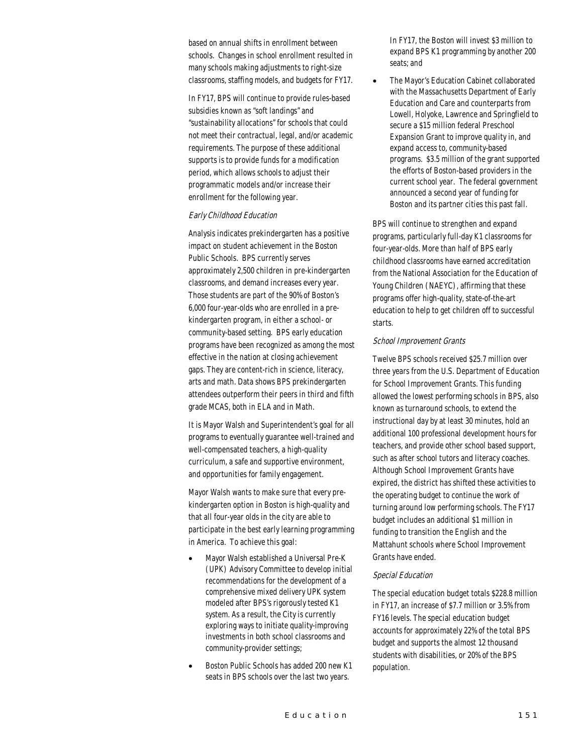based on annual shifts in enrollment between schools. Changes in school enrollment resulted in many schools making adjustments to right-size classrooms, staffing models, and budgets for FY17.

In FY17, BPS will continue to provide rules-based subsidies known as "soft landings" and "sustainability allocations" for schools that could not meet their contractual, legal, and/or academic requirements. The purpose of these additional supports is to provide funds for a modification period, which allows schools to adjust their programmatic models and/or increase their enrollment for the following year.

*Early Childhood Education*

Analysis indicates prekindergarten has a positive impact on student achievement in the Boston Public Schools. BPS currently serves approximately 2,500 children in pre-kindergarten classrooms, and demand increases every year. Those students are part of the 90% of Boston's 6,000 four-year-olds who are enrolled in a pre-kindergarten program, in either a school- or community-based setting. BPS early education programs have been recognized as among the most effective in the nation at closing achievement gaps. They are content-rich in science, literacy, arts and math. Data shows BPS prekindergarten attendees outperform their peers in third and fifth grade MCAS, both in ELA and in Math.

It is Mayor Walsh and Superintendent's goal for all programs to eventually guarantee well-trained and well-compensated teachers, a high-quality curriculum, a safe and supportive environment, and opportunities for family engagement.

Mayor Walsh wants to make sure that every pre-kindergarten option in Boston is high-quality and that all four-year olds in the city are able to participate in the best early learning programming in America. To achieve this goal:

- Mayor Walsh established a Universal Pre-K (UPK) Advisory Committee to develop initial recommendations for the development of a comprehensive mixed delivery UPK system modeled after BPS's rigorously tested K1 system. As a result, the City is currently exploring ways to initiate quality-improving investments in both school classrooms and community-provider settings;
- Boston Public Schools has added 200 new K1 seats in BPS schools over the last two years. In FY17, the Boston will invest $3 million to expand BPS K1 programming by another 200 seats; and
- The Mayor's Education Cabinet collaborated with the Massachusetts Department of Early Education and Care and counterparts from Lowell, Holyoke, Lawrence and Springfield to secure a $15 million federal Preschool Expansion Grant to improve quality in, and expand access to, community-based programs. $3.5 million of the grant supported the efforts of Boston-based providers in the current school year. The federal government announced a second year of funding for Boston and its partner cities this past fall.

BPS will continue to strengthen and expand programs, particularly full-day K1 classrooms for four-year-olds. More than half of BPS early childhood classrooms have earned accreditation from the National Association for the Education of Young Children (NAEYC), affirming that these programs offer high-quality, state-of-the-art education to help to get children off to successful starts.

*School Improvement Grants*

Twelve BPS schools received $25.7 million over three years from the U.S. Department of Education for School Improvement Grants. This funding allowed the lowest performing schools in BPS, also known as turnaround schools, to extend the instructional day by at least 30 minutes, hold an additional 100 professional development hours for teachers, and provide other school based support, such as after school tutors and literacy coaches. Although School Improvement Grants have expired, the district has shifted these activities to the operating budget to continue the work of turning around low performing schools. The FY17 budget includes an additional $1 million in funding to transition the English and the Mattahunt schools where School Improvement Grants have ended.

*Special Education*

The special education budget totals $228.8 million in FY17, an increase of $7.7 million or 3.5% from FY16 levels. The special education budget accounts for approximately 22% of the total BPS budget and supports the almost 12 thousand students with disabilities, or 20% of the BPS population.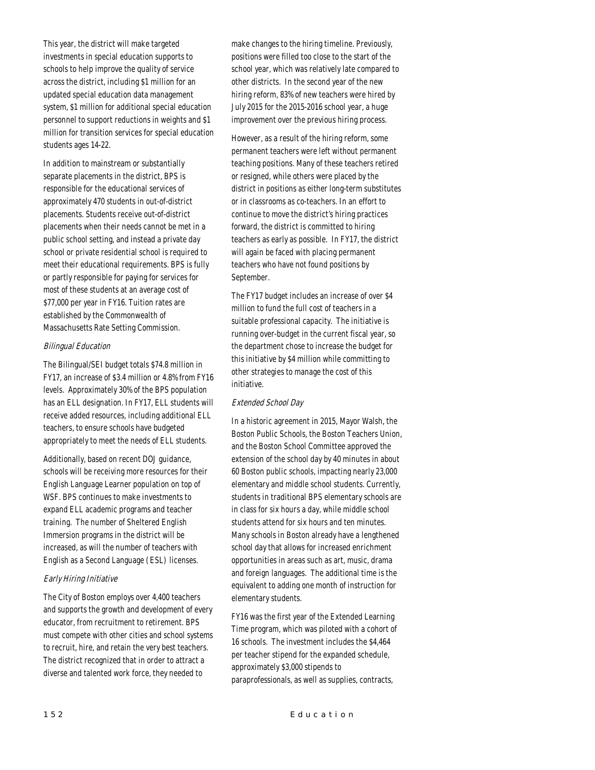This year, the district will make targeted investments in special education supports to schools to help improve the quality of service across the district, including $1 million for an updated special education data management system, $1 million for additional special education personnel to support reductions in weights and $1 million for transition services for special education students ages 14-22.

In addition to mainstream or substantially separate placements in the district, BPS is responsible for the educational services of approximately 470 students in out-of-district placements. Students receive out-of-district placements when their needs cannot be met in a public school setting, and instead a private day school or private residential school is required to meet their educational requirements. BPS is fully or partly responsible for paying for services for most of these students at an average cost of $77,000 per year in FY16. Tuition rates are established by the Commonwealth of Massachusetts Rate Setting Commission.

### *Bilingual Education*

The Bilingual/SEI budget totals $74.8 million in FY17, an increase of $3.4 million or 4.8% from FY16 levels. Approximately 30% of the BPS population has an ELL designation. In FY17, ELL students will receive added resources, including additional ELL teachers, to ensure schools have budgeted appropriately to meet the needs of ELL students.

Additionally, based on recent DOJ guidance, schools will be receiving more resources for their English Language Learner population on top of WSF. BPS continues to make investments to expand ELL academic programs and teacher training. The number of Sheltered English Immersion programs in the district will be increased, as will the number of teachers with English as a Second Language (ESL) licenses.

### *Early Hiring Initiative*

The City of Boston employs over 4,400 teachers and supports the growth and development of every educator, from recruitment to retirement. BPS must compete with other cities and school systems to recruit, hire, and retain the very best teachers. The district recognized that in order to attract a diverse and talented work force, they needed to make changes to the hiring timeline. Previously, positions were filled too close to the start of the school year, which was relatively late compared to other districts. In the second year of the new hiring reform, 83% of new teachers were hired by July 2015 for the 2015-2016 school year, a huge improvement over the previous hiring process.

However, as a result of the hiring reform, some permanent teachers were left without permanent teaching positions. Many of these teachers retired or resigned, while others were placed by the district in positions as either long-term substitutes or in classrooms as co-teachers. In an effort to continue to move the district's hiring practices forward, the district is committed to hiring teachers as early as possible. In FY17, the district will again be faced with placing permanent teachers who have not found positions by September.

The FY17 budget includes an increase of over $4 million to fund the full cost of teachers in a suitable professional capacity. The initiative is running over-budget in the current fiscal year, so the department chose to increase the budget for this initiative by $4 million while committing to other strategies to manage the cost of this initiative.

### *Extended School Day*

In a historic agreement in 2015, Mayor Walsh, the Boston Public Schools, the Boston Teachers Union, and the Boston School Committee approved the extension of the school day by 40 minutes in about 60 Boston public schools, impacting nearly 23,000 elementary and middle school students. Currently, students in traditional BPS elementary schools are in class for six hours a day, while middle school students attend for six hours and ten minutes. Many schools in Boston already have a lengthened school day that allows for increased enrichment opportunities in areas such as art, music, drama and foreign languages. The additional time is the equivalent to adding one month of instruction for elementary students.

FY16 was the first year of the Extended Learning Time program, which was piloted with a cohort of 16 schools. The investment includes the $4,464 per teacher stipend for the expanded schedule, approximately $3,000 stipends to paraprofessionals, as well as supplies, contracts,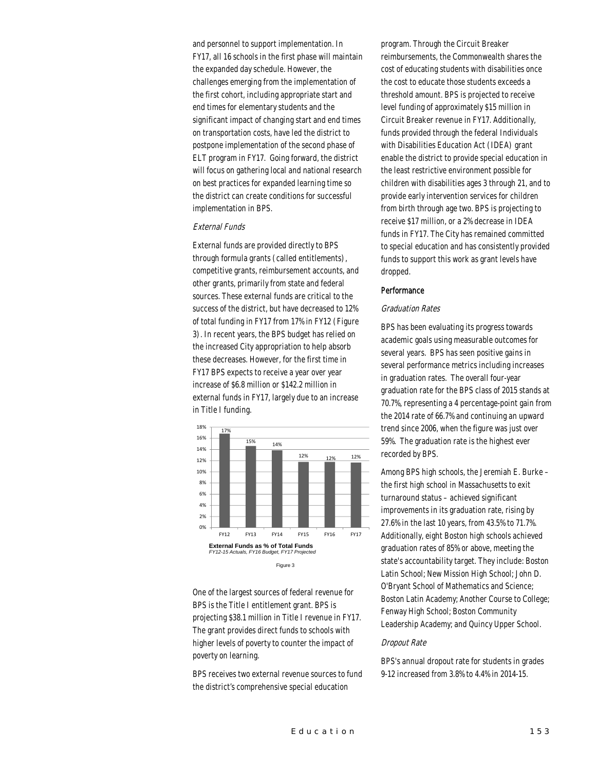and personnel to support implementation. In FY17, all 16 schools in the first phase will maintain the expanded day schedule. However, the challenges emerging from the implementation of the first cohort, including appropriate start and end times for elementary students and the significant impact of changing start and end times on transportation costs, have led the district to postpone implementation of the second phase of ELT program in FY17. Going forward, the district will focus on gathering local and national research on best practices for expanded learning time so the district can create conditions for successful implementation in BPS.

*External Funds*

External funds are provided directly to BPS through formula grants (called entitlements), competitive grants, reimbursement accounts, and other grants, primarily from state and federal sources. These external funds are critical to the success of the district, but have decreased to 12% of total funding in FY17 from 17% in FY12 (Figure 3). In recent years, the BPS budget has relied on the increased City appropriation to help absorb these decreases. However, for the first time in FY17 BPS expects to receive a year over year increase of $6.8 million or $142.2 million in external funds in FY17, largely due to an increase in Title I funding.

| FY12 | FY13 | FY14 | FY15 | FY16 | FY17 |
|---|---|---|---|---|---|
| 17% | 15% | 14% | 12% | 12% | 12% |

**External Funds as % of Total Funds**
*FY12-15 Actuals, FY16 Budget, FY17 Projected*

Figure 3

One of the largest sources of federal revenue for BPS is the Title I entitlement grant. BPS is projecting $38.1 million in Title I revenue in FY17. The grant provides direct funds to schools with higher levels of poverty to counter the impact of poverty on learning.

BPS receives two external revenue sources to fund the district's comprehensive special education program. Through the Circuit Breaker reimbursements, the Commonwealth shares the cost of educating students with disabilities once the cost to educate those students exceeds a threshold amount. BPS is projected to receive level funding of approximately $15 million in Circuit Breaker revenue in FY17. Additionally, funds provided through the federal Individuals with Disabilities Education Act (IDEA) grant enable the district to provide special education in the least restrictive environment possible for children with disabilities ages 3 through 21, and to provide early intervention services for children from birth through age two. BPS is projecting to receive $17 million, or a 2% decrease in IDEA funds in FY17. The City has remained committed to special education and has consistently provided funds to support this work as grant levels have dropped.

## Performance

*Graduation Rates*

BPS has been evaluating its progress towards academic goals using measurable outcomes for several years. BPS has seen positive gains in several performance metrics including increases in graduation rates. The overall four-year graduation rate for the BPS class of 2015 stands at 70.7%, representing a 4 percentage-point gain from the 2014 rate of 66.7% and continuing an upward trend since 2006, when the figure was just over 59%. The graduation rate is the highest ever recorded by BPS.

Among BPS high schools, the Jeremiah E. Burke – the first high school in Massachusetts to exit turnaround status – achieved significant improvements in its graduation rate, rising by 27.6% in the last 10 years, from 43.5% to 71.7%. Additionally, eight Boston high schools achieved graduation rates of 85% or above, meeting the state's accountability target. They include: Boston Latin School; New Mission High School; John D. O'Bryant School of Mathematics and Science; Boston Latin Academy; Another Course to College; Fenway High School; Boston Community Leadership Academy; and Quincy Upper School.

*Dropout Rate*

BPS's annual dropout rate for students in grades 9-12 increased from 3.8% to 4.4% in 2014-15.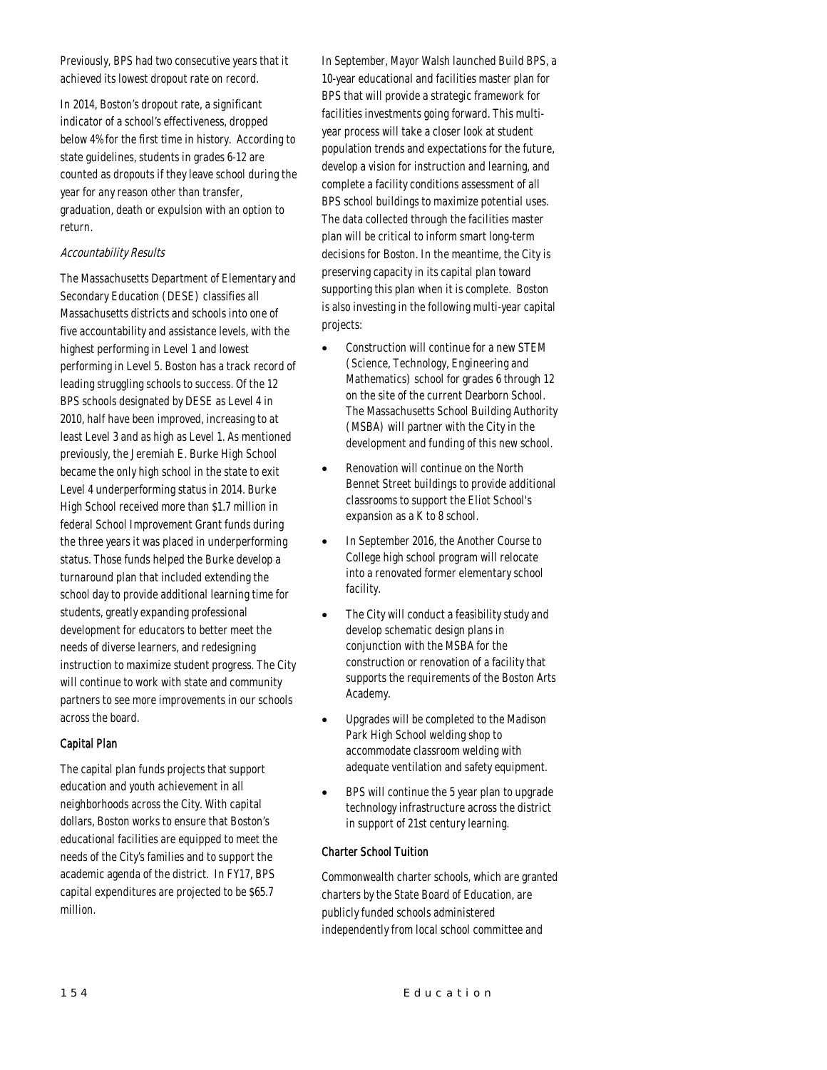Previously, BPS had two consecutive years that it achieved its lowest dropout rate on record.

In 2014, Boston's dropout rate, a significant indicator of a school's effectiveness, dropped below 4% for the first time in history. According to state guidelines, students in grades 6-12 are counted as dropouts if they leave school during the year for any reason other than transfer, graduation, death or expulsion with an option to return.

*Accountability Results*

The Massachusetts Department of Elementary and Secondary Education (DESE) classifies all Massachusetts districts and schools into one of five accountability and assistance levels, with the highest performing in Level 1 and lowest performing in Level 5. Boston has a track record of leading struggling schools to success. Of the 12 BPS schools designated by DESE as Level 4 in 2010, half have been improved, increasing to at least Level 3 and as high as Level 1. As mentioned previously, the Jeremiah E. Burke High School became the only high school in the state to exit Level 4 underperforming status in 2014. Burke High School received more than $1.7 million in federal School Improvement Grant funds during the three years it was placed in underperforming status. Those funds helped the Burke develop a turnaround plan that included extending the school day to provide additional learning time for students, greatly expanding professional development for educators to better meet the needs of diverse learners, and redesigning instruction to maximize student progress. The City will continue to work with state and community partners to see more improvements in our schools across the board.

### Capital Plan

The capital plan funds projects that support education and youth achievement in all neighborhoods across the City. With capital dollars, Boston works to ensure that Boston's educational facilities are equipped to meet the needs of the City's families and to support the academic agenda of the district. In FY17, BPS capital expenditures are projected to be $65.7 million.

In September, Mayor Walsh launched Build BPS, a 10-year educational and facilities master plan for BPS that will provide a strategic framework for facilities investments going forward. This multi-year process will take a closer look at student population trends and expectations for the future, develop a vision for instruction and learning, and complete a facility conditions assessment of all BPS school buildings to maximize potential uses. The data collected through the facilities master plan will be critical to inform smart long-term decisions for Boston. In the meantime, the City is preserving capacity in its capital plan toward supporting this plan when it is complete. Boston is also investing in the following multi-year capital projects:

- Construction will continue for a new STEM (Science, Technology, Engineering and Mathematics) school for grades 6 through 12 on the site of the current Dearborn School. The Massachusetts School Building Authority (MSBA) will partner with the City in the development and funding of this new school.
- Renovation will continue on the North Bennet Street buildings to provide additional classrooms to support the Eliot School's expansion as a K to 8 school.
- In September 2016, the Another Course to College high school program will relocate into a renovated former elementary school facility.
- The City will conduct a feasibility study and develop schematic design plans in conjunction with the MSBA for the construction or renovation of a facility that supports the requirements of the Boston Arts Academy.
- Upgrades will be completed to the Madison Park High School welding shop to accommodate classroom welding with adequate ventilation and safety equipment.
- BPS will continue the 5 year plan to upgrade technology infrastructure across the district in support of 21st century learning.

### Charter School Tuition

Commonwealth charter schools, which are granted charters by the State Board of Education, are publicly funded schools administered independently from local school committee and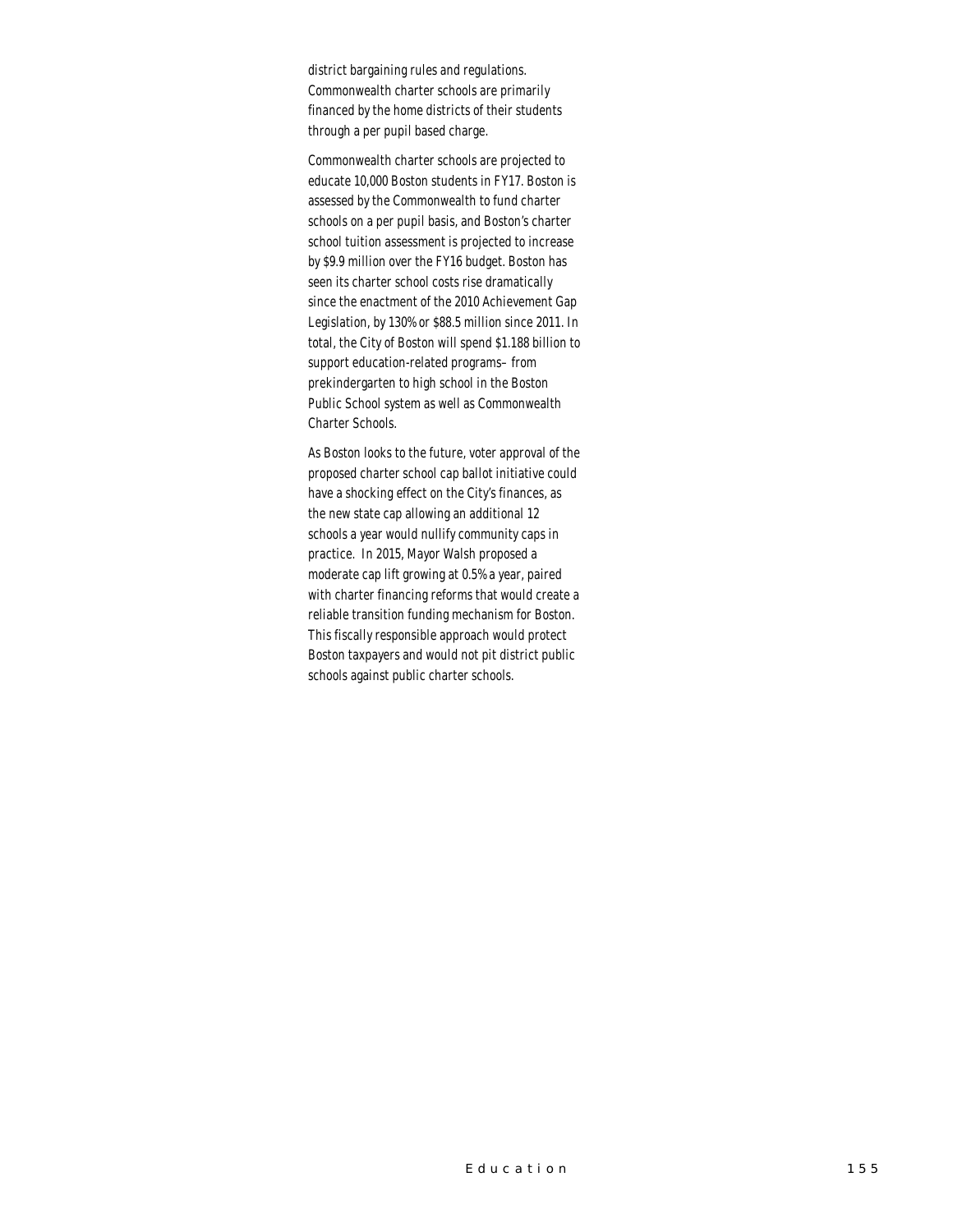district bargaining rules and regulations. Commonwealth charter schools are primarily financed by the home districts of their students through a per pupil based charge.

Commonwealth charter schools are projected to educate 10,000 Boston students in FY17. Boston is assessed by the Commonwealth to fund charter schools on a per pupil basis, and Boston's charter school tuition assessment is projected to increase by $9.9 million over the FY16 budget. Boston has seen its charter school costs rise dramatically since the enactment of the 2010 Achievement Gap Legislation, by 130% or $88.5 million since 2011. In total, the City of Boston will spend $1.188 billion to support education-related programs– from prekindergarten to high school in the Boston Public School system as well as Commonwealth Charter Schools.

As Boston looks to the future, voter approval of the proposed charter school cap ballot initiative could have a shocking effect on the City's finances, as the new state cap allowing an additional 12 schools a year would nullify community caps in practice. In 2015, Mayor Walsh proposed a moderate cap lift growing at 0.5% a year, paired with charter financing reforms that would create a reliable transition funding mechanism for Boston. This fiscally responsible approach would protect Boston taxpayers and would not pit district public schools against public charter schools.